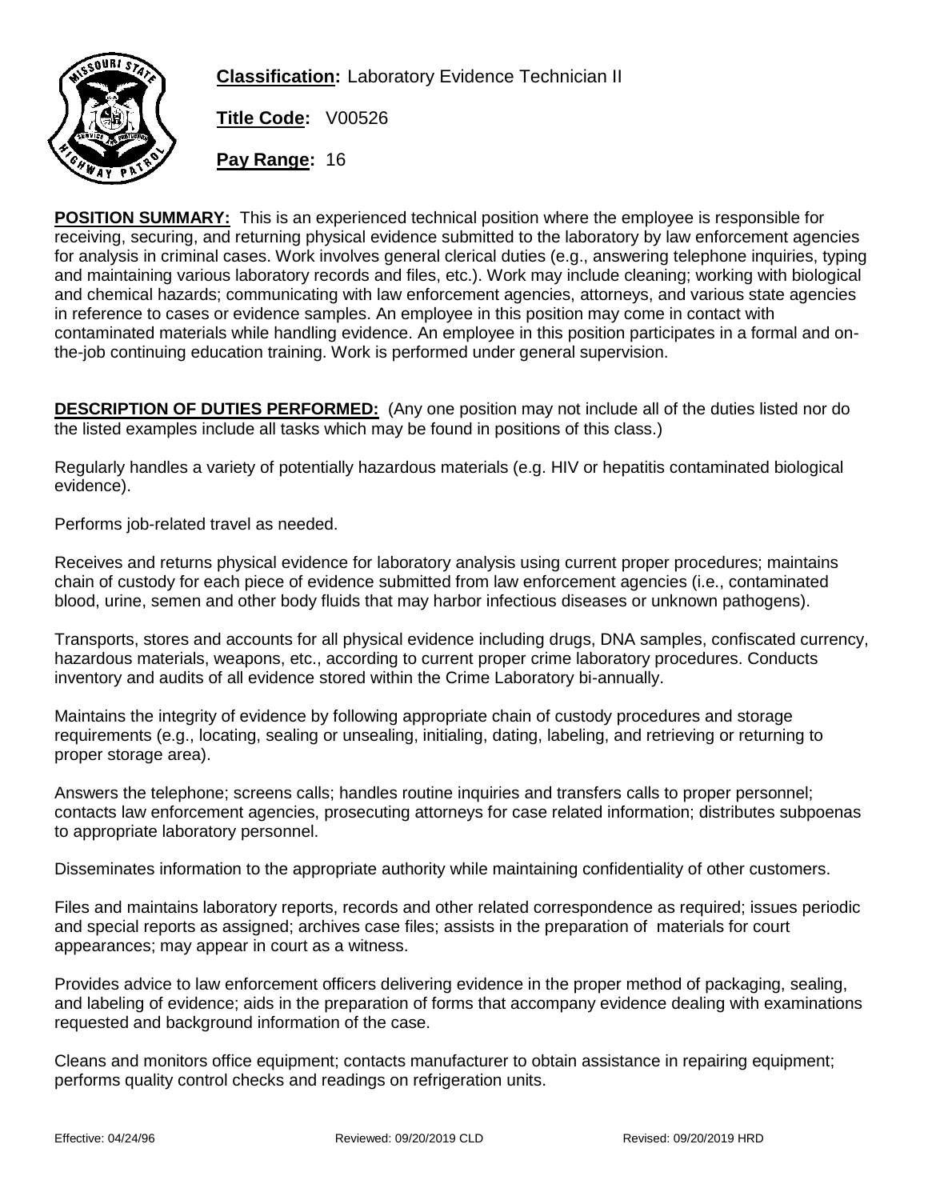**Classification:** Laboratory Evidence Technician II

**Title Code:** V00526

**Pay Range:** 16

**POSITION SUMMARY:** This is an experienced technical position where the employee is responsible for receiving, securing, and returning physical evidence submitted to the laboratory by law enforcement agencies for analysis in criminal cases. Work involves general clerical duties (e.g., answering telephone inquiries, typing and maintaining various laboratory records and files, etc.). Work may include cleaning; working with biological and chemical hazards; communicating with law enforcement agencies, attorneys, and various state agencies in reference to cases or evidence samples. An employee in this position may come in contact with contaminated materials while handling evidence. An employee in this position participates in a formal and on-the-job continuing education training. Work is performed under general supervision.

**DESCRIPTION OF DUTIES PERFORMED:** (Any one position may not include all of the duties listed nor do the listed examples include all tasks which may be found in positions of this class.)

Regularly handles a variety of potentially hazardous materials (e.g. HIV or hepatitis contaminated biological evidence).

Performs job-related travel as needed.

Receives and returns physical evidence for laboratory analysis using current proper procedures; maintains chain of custody for each piece of evidence submitted from law enforcement agencies (i.e., contaminated blood, urine, semen and other body fluids that may harbor infectious diseases or unknown pathogens).

Transports, stores and accounts for all physical evidence including drugs, DNA samples, confiscated currency, hazardous materials, weapons, etc., according to current proper crime laboratory procedures. Conducts inventory and audits of all evidence stored within the Crime Laboratory bi-annually.

Maintains the integrity of evidence by following appropriate chain of custody procedures and storage requirements (e.g., locating, sealing or unsealing, initialing, dating, labeling, and retrieving or returning to proper storage area).

Answers the telephone; screens calls; handles routine inquiries and transfers calls to proper personnel; contacts law enforcement agencies, prosecuting attorneys for case related information; distributes subpoenas to appropriate laboratory personnel.

Disseminates information to the appropriate authority while maintaining confidentiality of other customers.

Files and maintains laboratory reports, records and other related correspondence as required; issues periodic and special reports as assigned; archives case files; assists in the preparation of materials for court appearances; may appear in court as a witness.

Provides advice to law enforcement officers delivering evidence in the proper method of packaging, sealing, and labeling of evidence; aids in the preparation of forms that accompany evidence dealing with examinations requested and background information of the case.

Cleans and monitors office equipment; contacts manufacturer to obtain assistance in repairing equipment; performs quality control checks and readings on refrigeration units.

Effective: 04/24/96 Reviewed: 09/20/2019 CLD Revised: 09/20/2019 HRD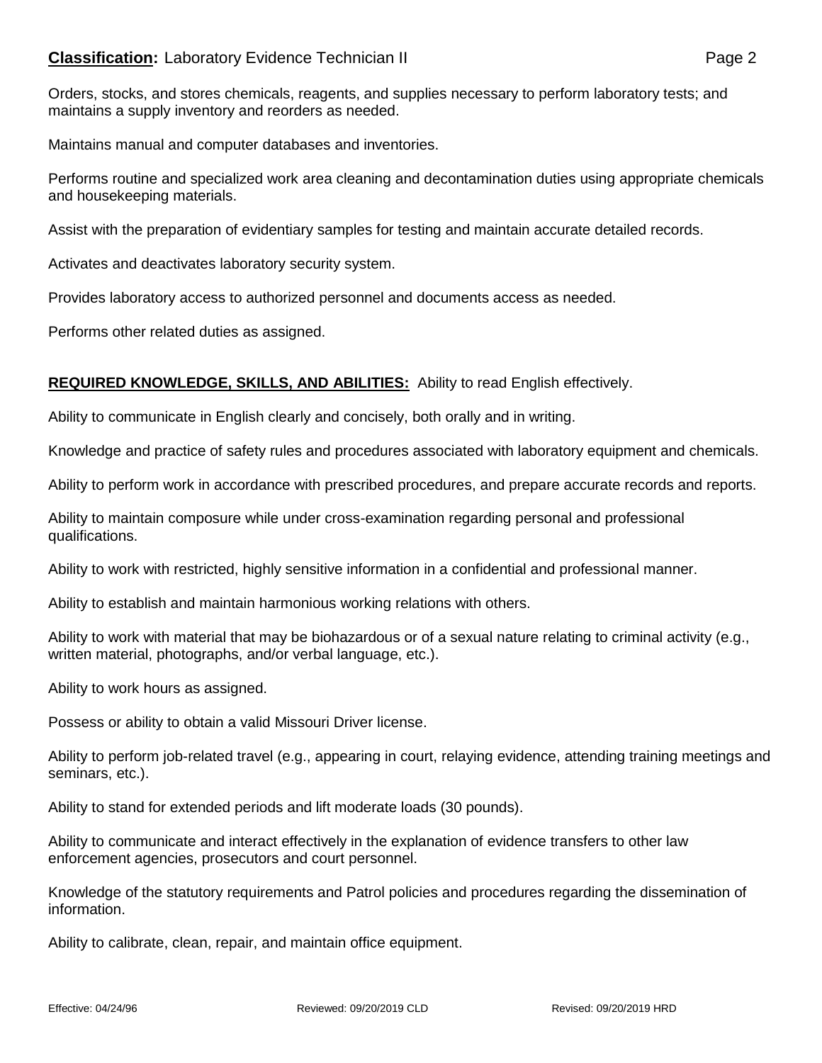Orders, stocks, and stores chemicals, reagents, and supplies necessary to perform laboratory tests; and maintains a supply inventory and reorders as needed.

Maintains manual and computer databases and inventories.

Performs routine and specialized work area cleaning and decontamination duties using appropriate chemicals and housekeeping materials.

Assist with the preparation of evidentiary samples for testing and maintain accurate detailed records.

Activates and deactivates laboratory security system.

Provides laboratory access to authorized personnel and documents access as needed.

Performs other related duties as assigned.

**REQUIRED KNOWLEDGE, SKILLS, AND ABILITIES:** Ability to read English effectively.

Ability to communicate in English clearly and concisely, both orally and in writing.

Knowledge and practice of safety rules and procedures associated with laboratory equipment and chemicals.

Ability to perform work in accordance with prescribed procedures, and prepare accurate records and reports.

Ability to maintain composure while under cross-examination regarding personal and professional qualifications.

Ability to work with restricted, highly sensitive information in a confidential and professional manner.

Ability to establish and maintain harmonious working relations with others.

Ability to work with material that may be biohazardous or of a sexual nature relating to criminal activity (e.g., written material, photographs, and/or verbal language, etc.).

Ability to work hours as assigned.

Possess or ability to obtain a valid Missouri Driver license.

Ability to perform job-related travel (e.g., appearing in court, relaying evidence, attending training meetings and seminars, etc.).

Ability to stand for extended periods and lift moderate loads (30 pounds).

Ability to communicate and interact effectively in the explanation of evidence transfers to other law enforcement agencies, prosecutors and court personnel.

Knowledge of the statutory requirements and Patrol policies and procedures regarding the dissemination of information.

Ability to calibrate, clean, repair, and maintain office equipment.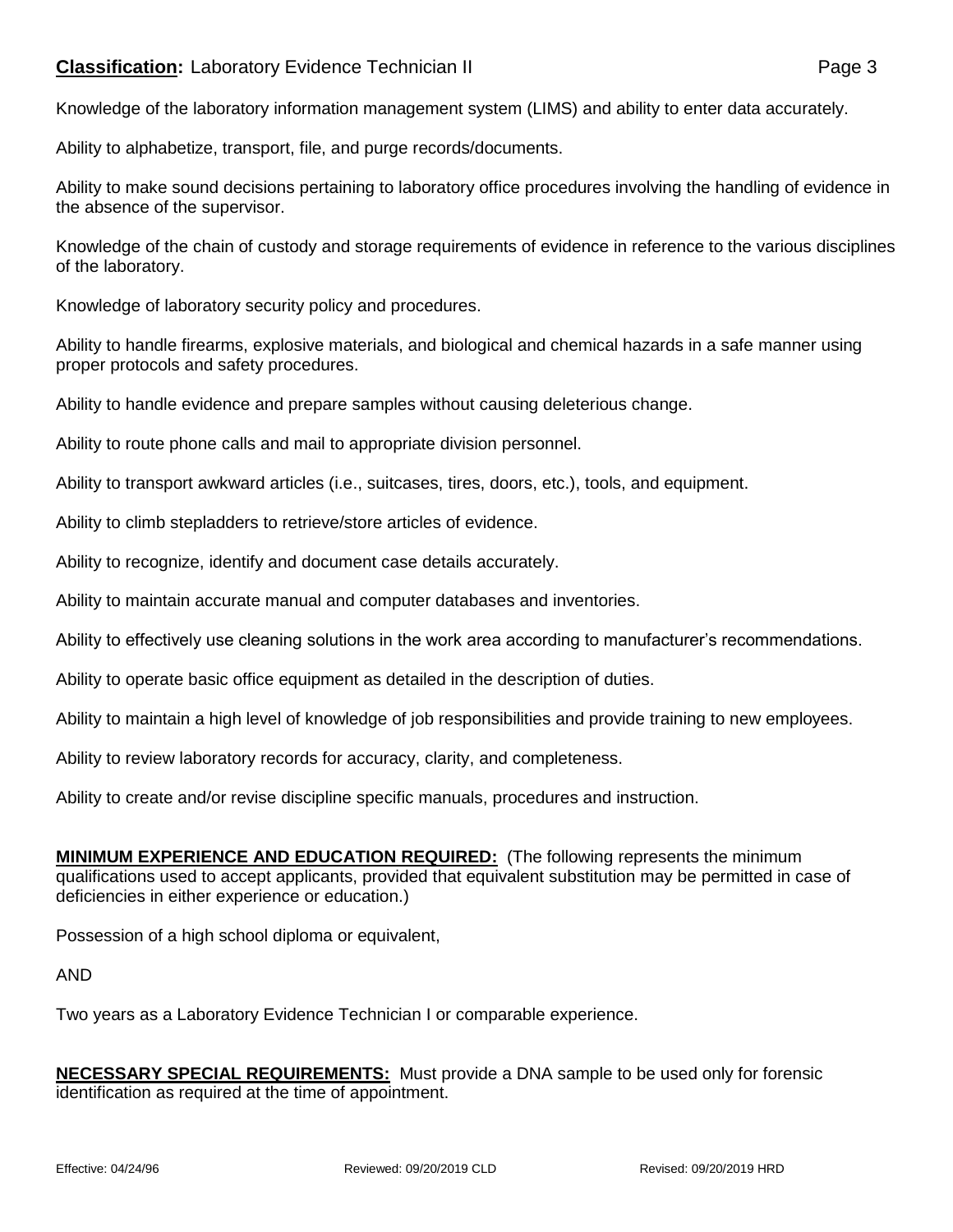Knowledge of the laboratory information management system (LIMS) and ability to enter data accurately.

Ability to alphabetize, transport, file, and purge records/documents.

Ability to make sound decisions pertaining to laboratory office procedures involving the handling of evidence in the absence of the supervisor.

Knowledge of the chain of custody and storage requirements of evidence in reference to the various disciplines of the laboratory.

Knowledge of laboratory security policy and procedures.

Ability to handle firearms, explosive materials, and biological and chemical hazards in a safe manner using proper protocols and safety procedures.

Ability to handle evidence and prepare samples without causing deleterious change.

Ability to route phone calls and mail to appropriate division personnel.

Ability to transport awkward articles (i.e., suitcases, tires, doors, etc.), tools, and equipment.

Ability to climb stepladders to retrieve/store articles of evidence.

Ability to recognize, identify and document case details accurately.

Ability to maintain accurate manual and computer databases and inventories.

Ability to effectively use cleaning solutions in the work area according to manufacturer's recommendations.

Ability to operate basic office equipment as detailed in the description of duties.

Ability to maintain a high level of knowledge of job responsibilities and provide training to new employees.

Ability to review laboratory records for accuracy, clarity, and completeness.

Ability to create and/or revise discipline specific manuals, procedures and instruction.

**MINIMUM EXPERIENCE AND EDUCATION REQUIRED:** (The following represents the minimum qualifications used to accept applicants, provided that equivalent substitution may be permitted in case of deficiencies in either experience or education.)

Possession of a high school diploma or equivalent,

AND

Two years as a Laboratory Evidence Technician I or comparable experience.

**NECESSARY SPECIAL REQUIREMENTS:** Must provide a DNA sample to be used only for forensic identification as required at the time of appointment.

Effective: 04/24/96 Reviewed: 09/20/2019 CLD Revised: 09/20/2019 HRD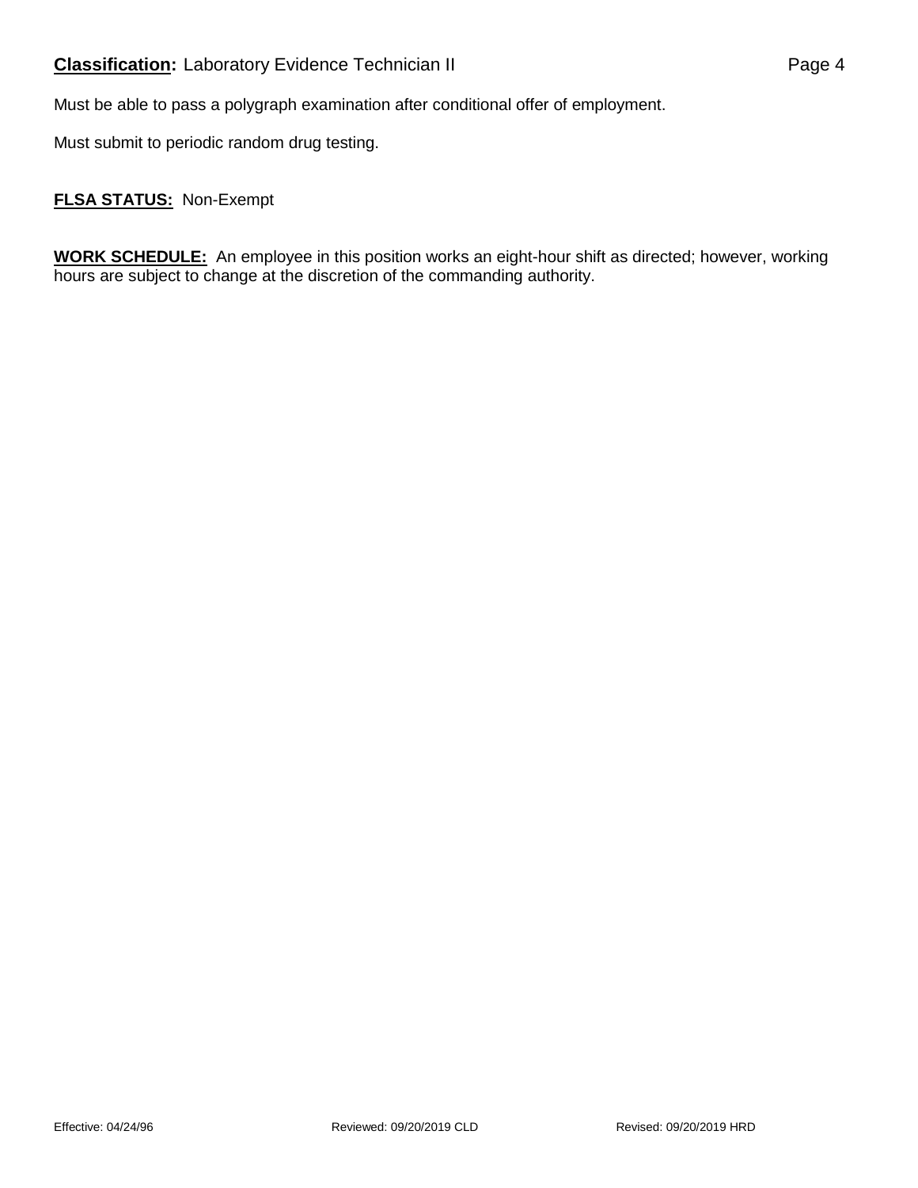Must be able to pass a polygraph examination after conditional offer of employment.

Must submit to periodic random drug testing.

**FLSA STATUS:** Non-Exempt

**WORK SCHEDULE:** An employee in this position works an eight-hour shift as directed; however, working hours are subject to change at the discretion of the commanding authority.

Effective: 04/24/96 Reviewed: 09/20/2019 CLD Revised: 09/20/2019 HRD